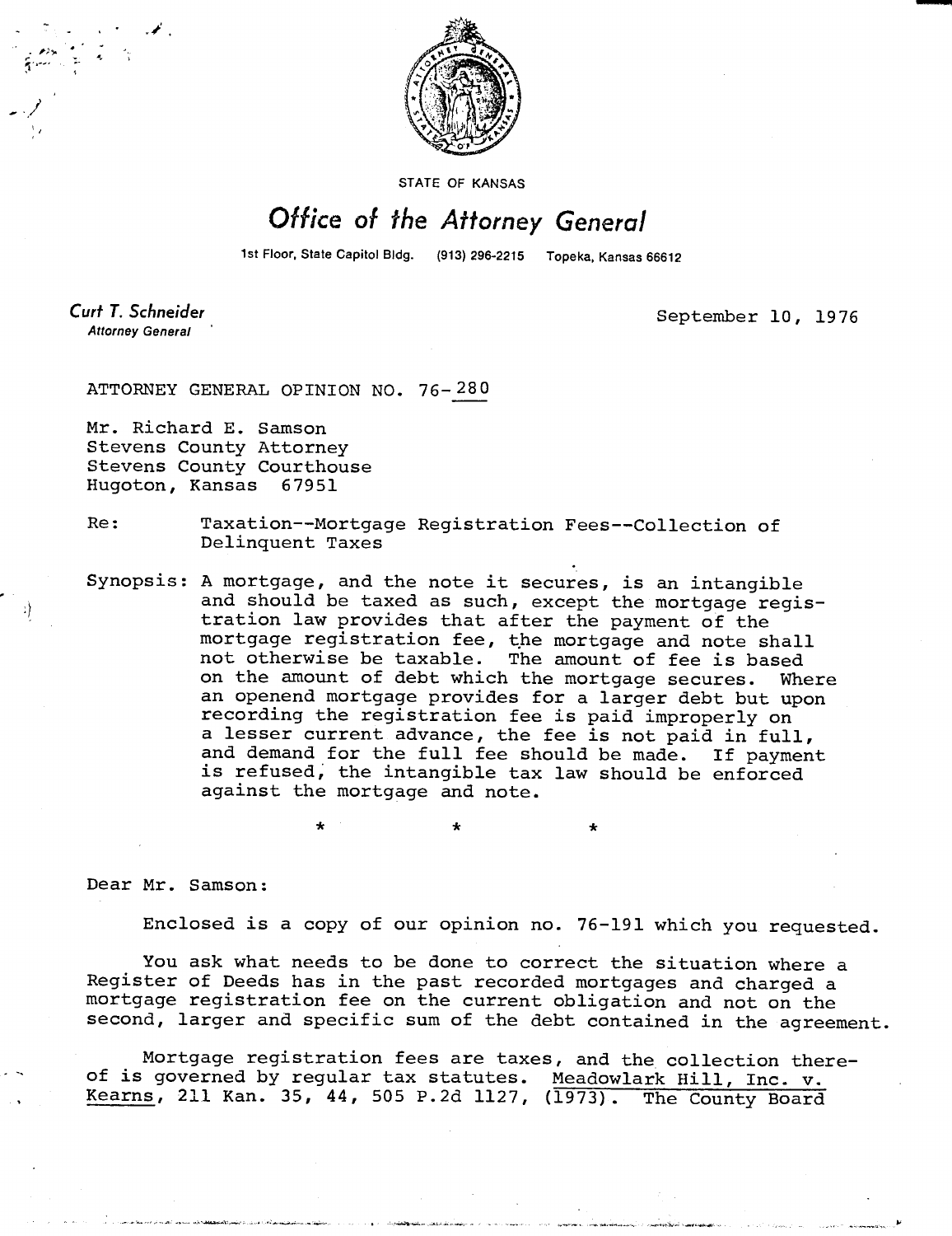STATE OF KANSAS

# Office of the Attorney General

1st Floor, State Capitol Bldg. (913) 296-2215 Topeka, Kansas 66612

**Curt T. Schneider**
*Attorney General*

September 10, 1976

ATTORNEY GENERAL OPINION NO. 76-280

Mr. Richard E. Samson
Stevens County Attorney
Stevens County Courthouse
Hugoton, Kansas 67951

Re: Taxation--Mortgage Registration Fees--Collection of Delinquent Taxes

Synopsis: A mortgage, and the note it secures, is an intangible and should be taxed as such, except the mortgage registration law provides that after the payment of the mortgage registration fee, the mortgage and note shall not otherwise be taxable. The amount of fee is based on the amount of debt which the mortgage secures. Where an openend mortgage provides for a larger debt but upon recording the registration fee is paid improperly on a lesser current advance, the fee is not paid in full, and demand for the full fee should be made. If payment is refused, the intangible tax law should be enforced against the mortgage and note.

\* \* \*

Dear Mr. Samson:

Enclosed is a copy of our opinion no. 76-191 which you requested.

You ask what needs to be done to correct the situation where a Register of Deeds has in the past recorded mortgages and charged a mortgage registration fee on the current obligation and not on the second, larger and specific sum of the debt contained in the agreement.

Mortgage registration fees are taxes, and the collection thereof is governed by regular tax statutes. Meadowlark Hill, Inc. v. Kearns, 211 Kan. 35, 44, 505 P.2d 1127, (1973). The County Board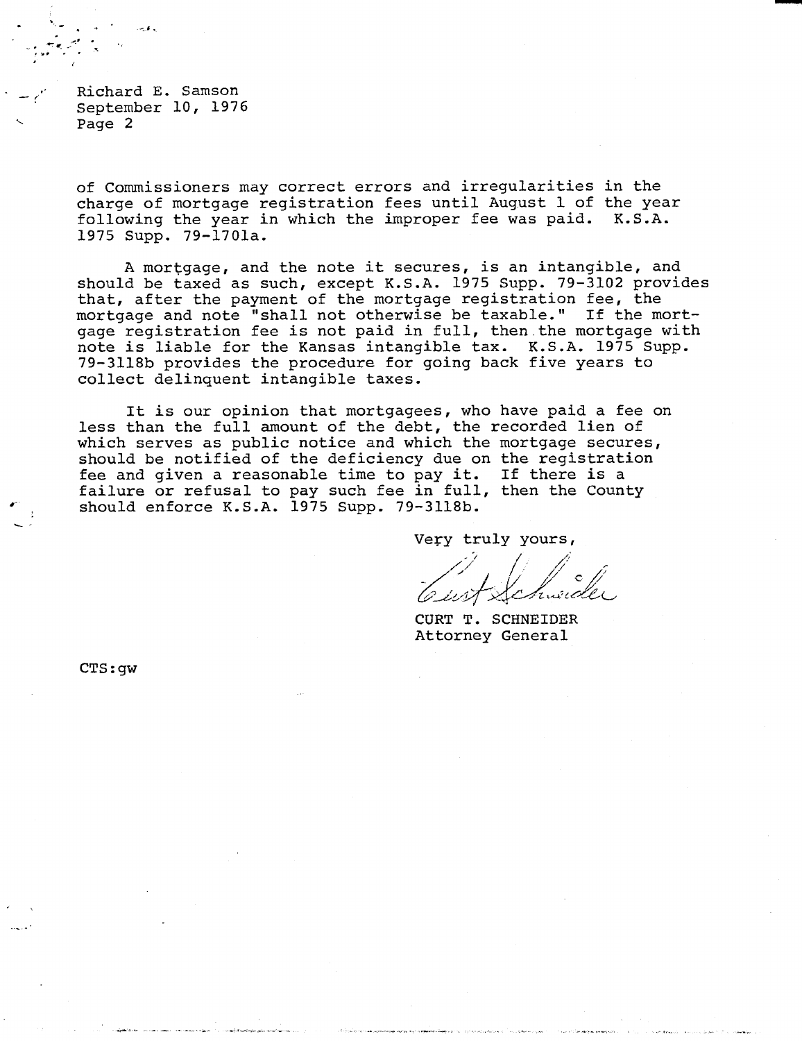of Commissioners may correct errors and irregularities in the charge of mortgage registration fees until August 1 of the year following the year in which the improper fee was paid. K.S.A. 1975 Supp. 79-1701a.

A mortgage, and the note it secures, is an intangible, and should be taxed as such, except K.S.A. 1975 Supp. 79-3102 provides that, after the payment of the mortgage registration fee, the mortgage and note "shall not otherwise be taxable." If the mortgage registration fee is not paid in full, then the mortgage with note is liable for the Kansas intangible tax. K.S.A. 1975 Supp. 79-3118b provides the procedure for going back five years to collect delinquent intangible taxes.

It is our opinion that mortgagees, who have paid a fee on less than the full amount of the debt, the recorded lien of which serves as public notice and which the mortgage secures, should be notified of the deficiency due on the registration fee and given a reasonable time to pay it. If there is a failure or refusal to pay such fee in full, then the County should enforce K.S.A. 1975 Supp. 79-3118b.

Very truly yours,

CURT T. SCHNEIDER
Attorney General

CTS:gw